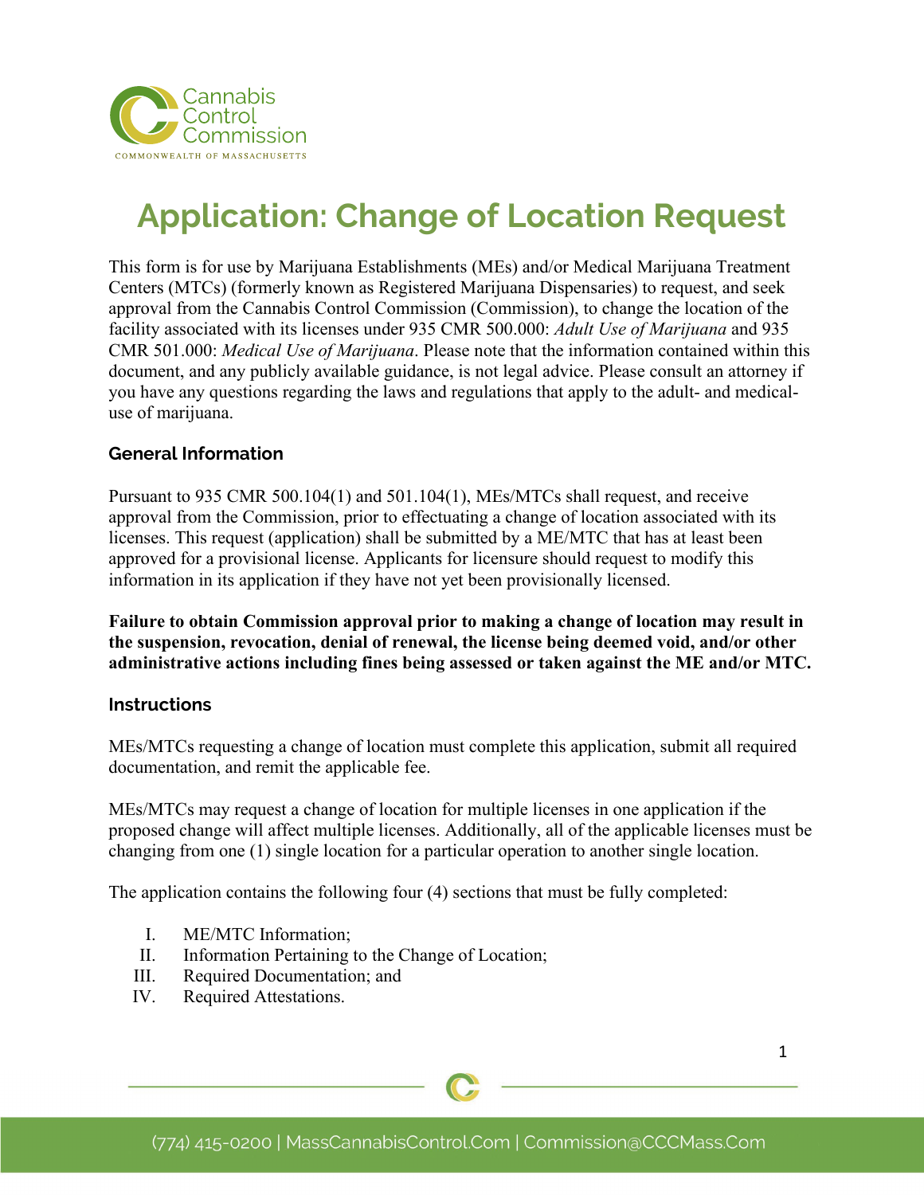# Application: Change of Location Request

This form is for use by Marijuana Establishments (MEs) and/or Medical Marijuana Treatment Centers (MTCs) (formerly known as Registered Marijuana Dispensaries) to request, and seek approval from the Cannabis Control Commission (Commission), to change the location of the facility associated with its licenses under 935 CMR 500.000: *Adult Use of Marijuana* and 935 CMR 501.000: *Medical Use of Marijuana*. Please note that the information contained within this document, and any publicly available guidance, is not legal advice. Please consult an attorney if you have any questions regarding the laws and regulations that apply to the adult- and medical-use of marijuana.

## General Information

Pursuant to 935 CMR 500.104(1) and 501.104(1), MEs/MTCs shall request, and receive approval from the Commission, prior to effectuating a change of location associated with its licenses. This request (application) shall be submitted by a ME/MTC that has at least been approved for a provisional license. Applicants for licensure should request to modify this information in its application if they have not yet been provisionally licensed.

**Failure to obtain Commission approval prior to making a change of location may result in the suspension, revocation, denial of renewal, the license being deemed void, and/or other administrative actions including fines being assessed or taken against the ME and/or MTC.**

## Instructions

MEs/MTCs requesting a change of location must complete this application, submit all required documentation, and remit the applicable fee.

MEs/MTCs may request a change of location for multiple licenses in one application if the proposed change will affect multiple licenses. Additionally, all of the applicable licenses must be changing from one (1) single location for a particular operation to another single location.

The application contains the following four (4) sections that must be fully completed:

I. ME/MTC Information;
II. Information Pertaining to the Change of Location;
III. Required Documentation; and
IV. Required Attestations.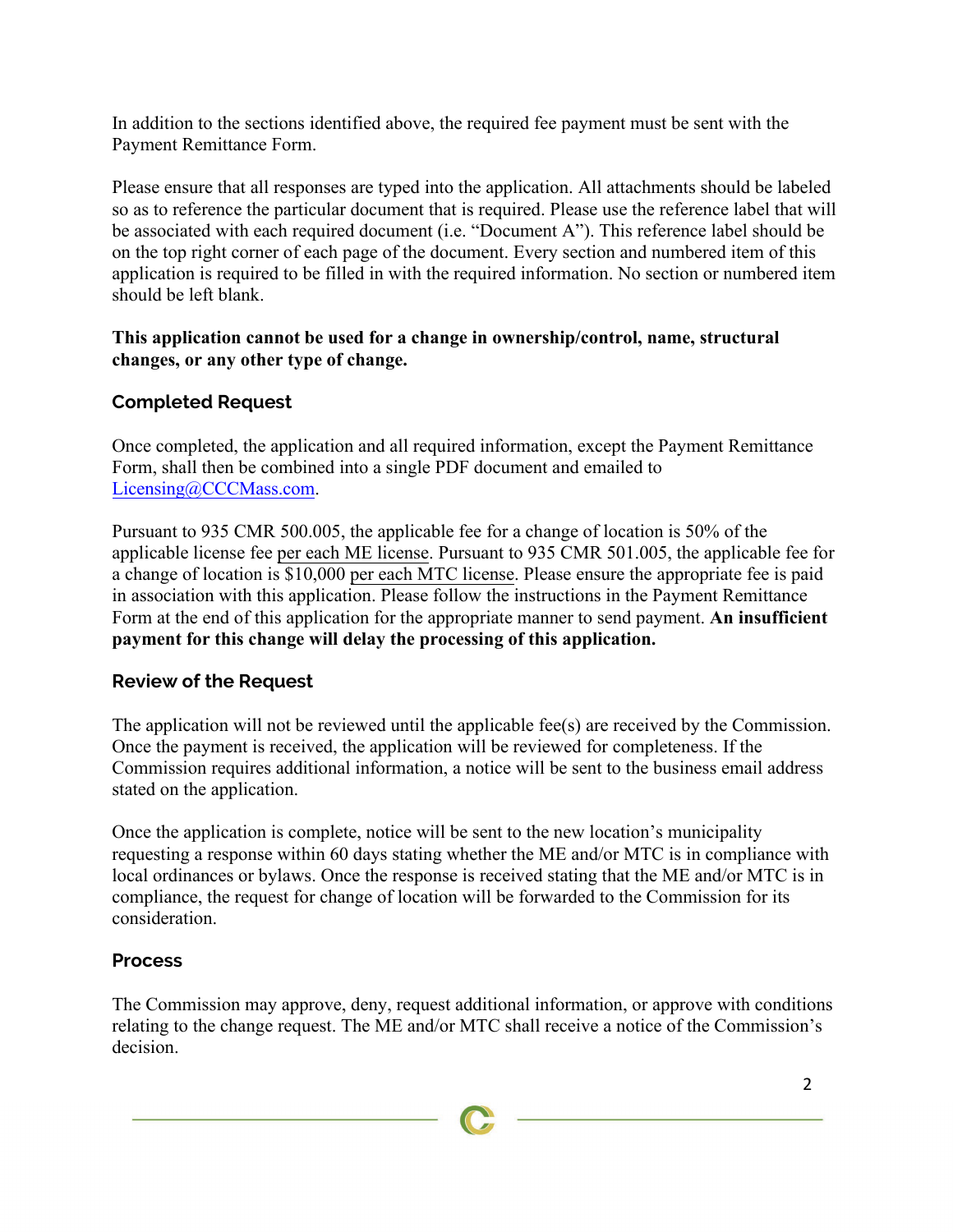In addition to the sections identified above, the required fee payment must be sent with the Payment Remittance Form.

Please ensure that all responses are typed into the application. All attachments should be labeled so as to reference the particular document that is required. Please use the reference label that will be associated with each required document (i.e. "Document A"). This reference label should be on the top right corner of each page of the document. Every section and numbered item of this application is required to be filled in with the required information. No section or numbered item should be left blank.

**This application cannot be used for a change in ownership/control, name, structural changes, or any other type of change.**

### Completed Request

Once completed, the application and all required information, except the Payment Remittance Form, shall then be combined into a single PDF document and emailed to Licensing@CCCMass.com.

Pursuant to 935 CMR 500.005, the applicable fee for a change of location is 50% of the applicable license fee per each ME license. Pursuant to 935 CMR 501.005, the applicable fee for a change of location is $10,000 per each MTC license. Please ensure the appropriate fee is paid in association with this application. Please follow the instructions in the Payment Remittance Form at the end of this application for the appropriate manner to send payment. **An insufficient payment for this change will delay the processing of this application.**

### Review of the Request

The application will not be reviewed until the applicable fee(s) are received by the Commission. Once the payment is received, the application will be reviewed for completeness. If the Commission requires additional information, a notice will be sent to the business email address stated on the application.

Once the application is complete, notice will be sent to the new location's municipality requesting a response within 60 days stating whether the ME and/or MTC is in compliance with local ordinances or bylaws. Once the response is received stating that the ME and/or MTC is in compliance, the request for change of location will be forwarded to the Commission for its consideration.

### Process

The Commission may approve, deny, request additional information, or approve with conditions relating to the change request. The ME and/or MTC shall receive a notice of the Commission's decision.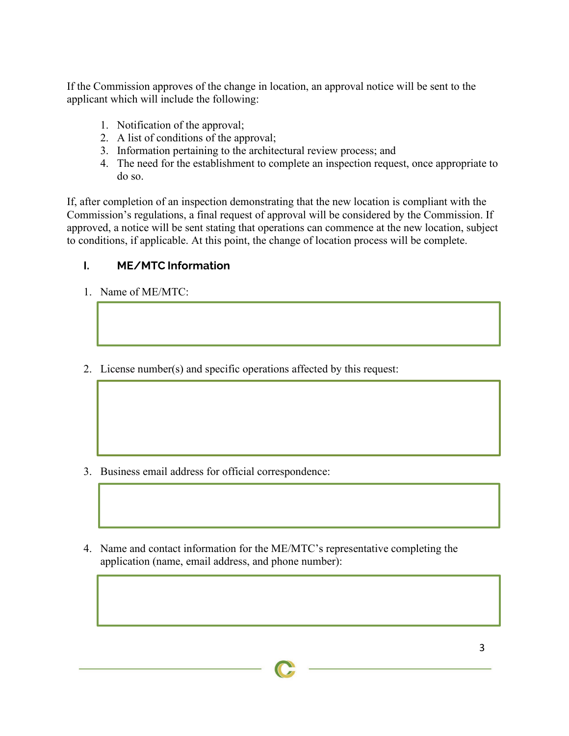If the Commission approves of the change in location, an approval notice will be sent to the applicant which will include the following:

1. Notification of the approval;
2. A list of conditions of the approval;
3. Information pertaining to the architectural review process; and
4. The need for the establishment to complete an inspection request, once appropriate to do so.

If, after completion of an inspection demonstrating that the new location is compliant with the Commission's regulations, a final request of approval will be considered by the Commission. If approved, a notice will be sent stating that operations can commence at the new location, subject to conditions, if applicable. At this point, the change of location process will be complete.

## I. ME/MTC Information

1. Name of ME/MTC:

2. License number(s) and specific operations affected by this request:

3. Business email address for official correspondence:

4. Name and contact information for the ME/MTC's representative completing the application (name, email address, and phone number):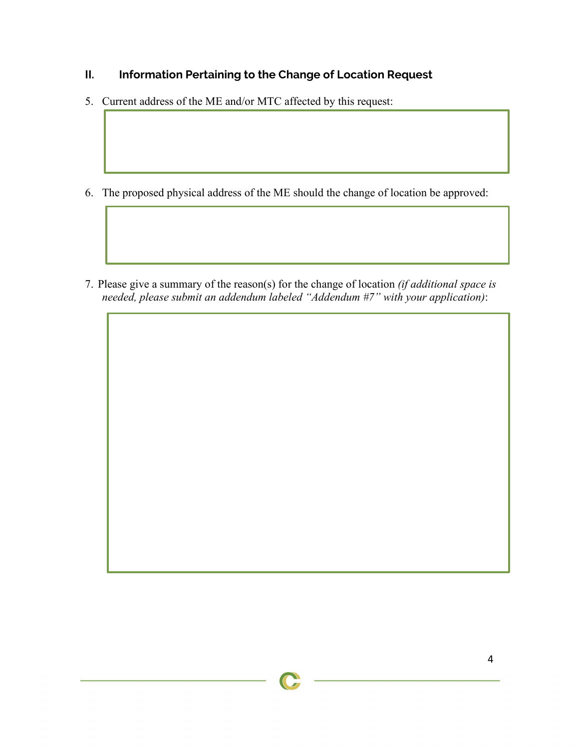## II. Information Pertaining to the Change of Location Request

5. Current address of the ME and/or MTC affected by this request:

6. The proposed physical address of the ME should the change of location be approved:

7. Please give a summary of the reason(s) for the change of location *(if additional space is needed, please submit an addendum labeled "Addendum #7" with your application)*: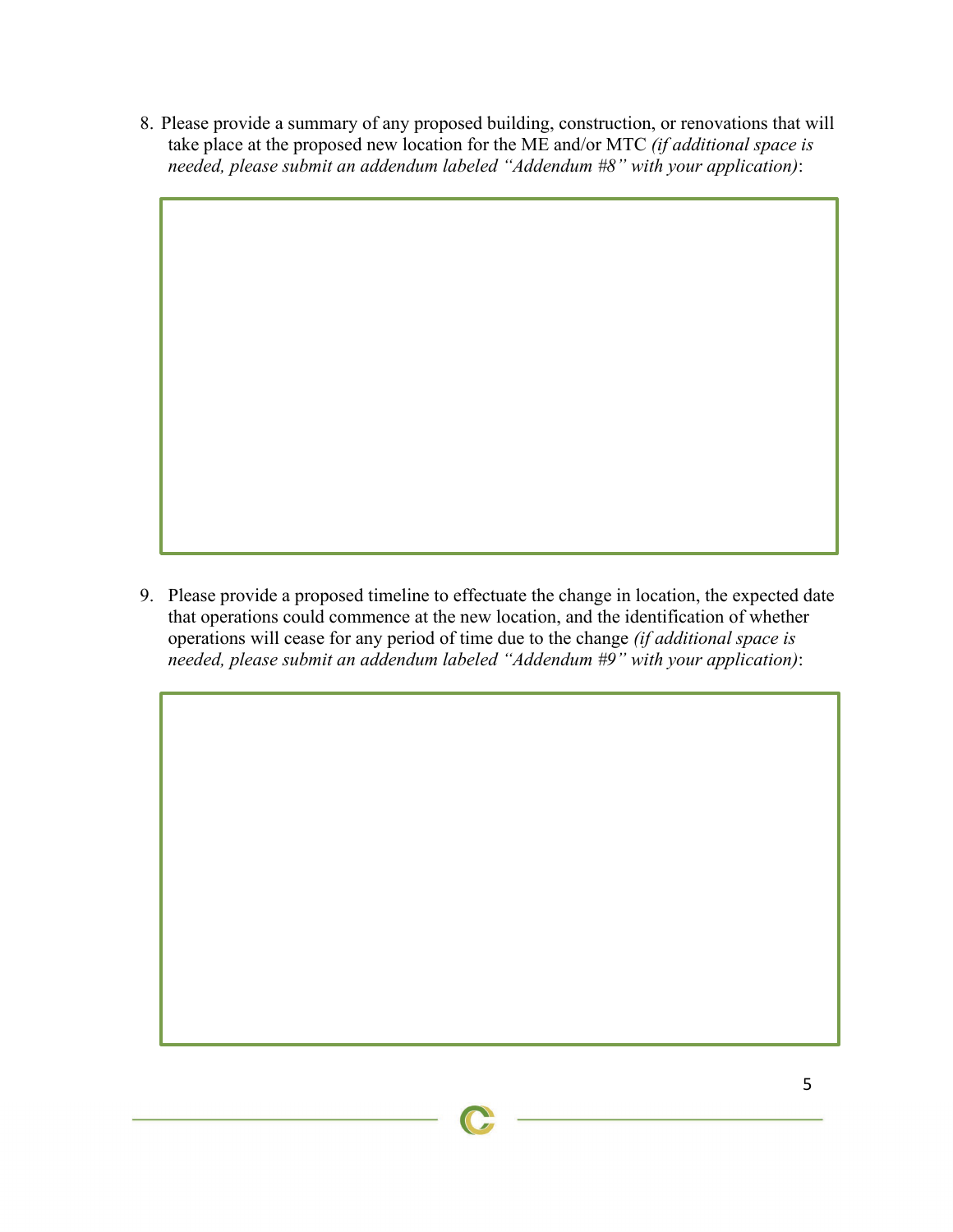8. Please provide a summary of any proposed building, construction, or renovations that will take place at the proposed new location for the ME and/or MTC *(if additional space is needed, please submit an addendum labeled "Addendum #8" with your application)*:

9. Please provide a proposed timeline to effectuate the change in location, the expected date that operations could commence at the new location, and the identification of whether operations will cease for any period of time due to the change *(if additional space is needed, please submit an addendum labeled "Addendum #9" with your application)*: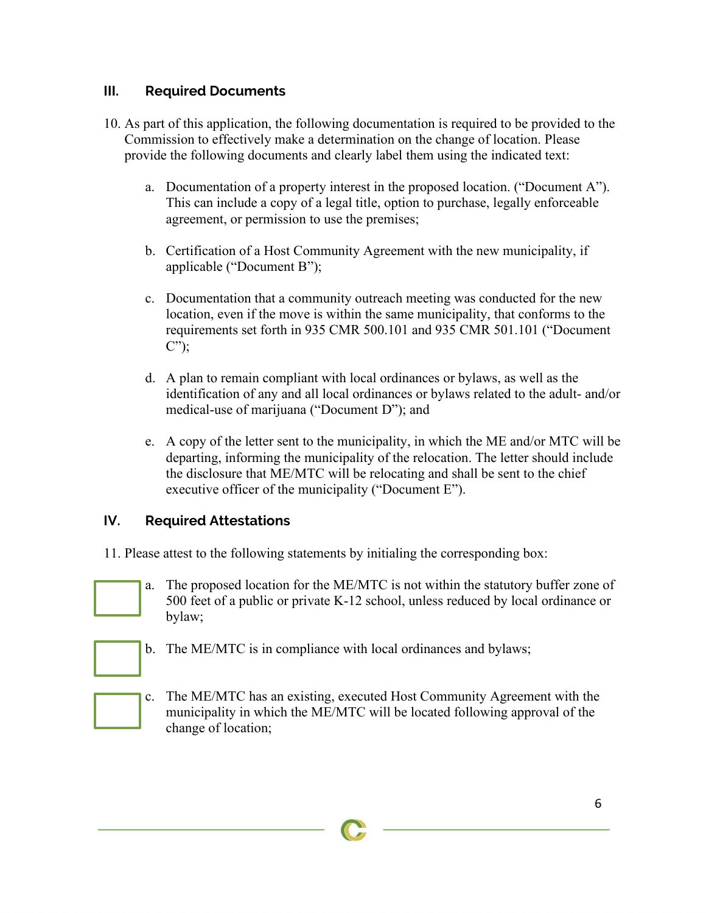## III. Required Documents

10. As part of this application, the following documentation is required to be provided to the Commission to effectively make a determination on the change of location. Please provide the following documents and clearly label them using the indicated text:

    a. Documentation of a property interest in the proposed location. ("Document A"). This can include a copy of a legal title, option to purchase, legally enforceable agreement, or permission to use the premises;

    b. Certification of a Host Community Agreement with the new municipality, if applicable ("Document B");

    c. Documentation that a community outreach meeting was conducted for the new location, even if the move is within the same municipality, that conforms to the requirements set forth in 935 CMR 500.101 and 935 CMR 501.101 ("Document C");

    d. A plan to remain compliant with local ordinances or bylaws, as well as the identification of any and all local ordinances or bylaws related to the adult- and/or medical-use of marijuana ("Document D"); and

    e. A copy of the letter sent to the municipality, in which the ME and/or MTC will be departing, informing the municipality of the relocation. The letter should include the disclosure that ME/MTC will be relocating and shall be sent to the chief executive officer of the municipality ("Document E").

## IV. Required Attestations

11. Please attest to the following statements by initialing the corresponding box:

☐ a. The proposed location for the ME/MTC is not within the statutory buffer zone of 500 feet of a public or private K-12 school, unless reduced by local ordinance or bylaw;

☐ b. The ME/MTC is in compliance with local ordinances and bylaws;

☐ c. The ME/MTC has an existing, executed Host Community Agreement with the municipality in which the ME/MTC will be located following approval of the change of location;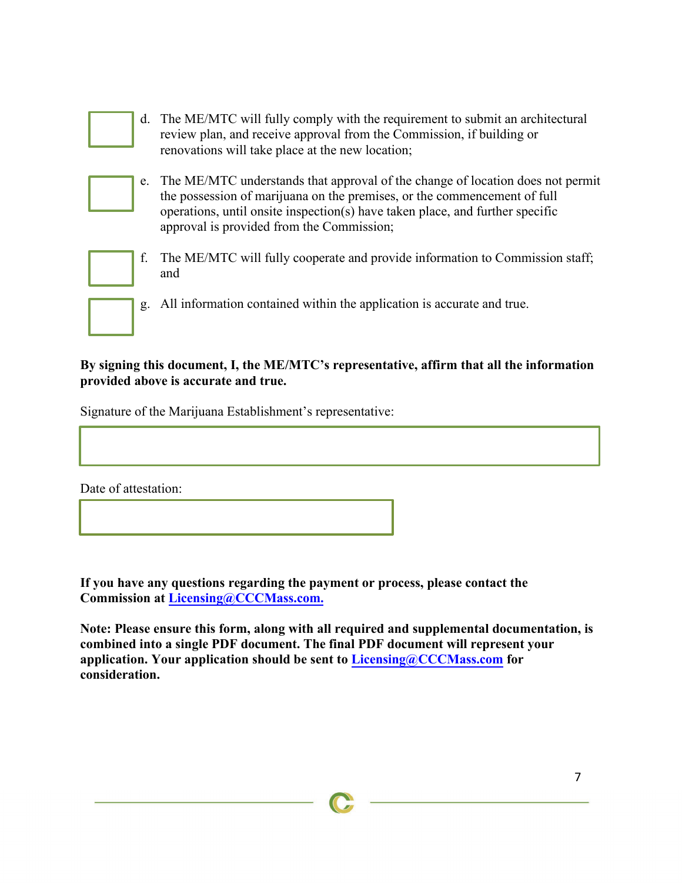- [ ] d. The ME/MTC will fully comply with the requirement to submit an architectural review plan, and receive approval from the Commission, if building or renovations will take place at the new location;

- [ ] e. The ME/MTC understands that approval of the change of location does not permit the possession of marijuana on the premises, or the commencement of full operations, until onsite inspection(s) have taken place, and further specific approval is provided from the Commission;

- [ ] f. The ME/MTC will fully cooperate and provide information to Commission staff; and

- [ ] g. All information contained within the application is accurate and true.

**By signing this document, I, the ME/MTC's representative, affirm that all the information provided above is accurate and true.**

Signature of the Marijuana Establishment's representative:

\_\_\_\_\_\_\_\_\_\_\_\_\_\_\_\_\_\_\_\_\_\_\_\_\_\_\_\_\_\_\_\_\_\_\_\_\_\_\_\_

Date of attestation:

\_\_\_\_\_\_\_\_\_\_\_\_\_\_\_\_\_\_\_\_\_\_\_\_\_\_

**If you have any questions regarding the payment or process, please contact the Commission at [Licensing@CCCMass.com.](mailto:Licensing@CCCMass.com)**

**Note: Please ensure this form, along with all required and supplemental documentation, is combined into a single PDF document. The final PDF document will represent your application. Your application should be sent to [Licensing@CCCMass.com](mailto:Licensing@CCCMass.com) for consideration.**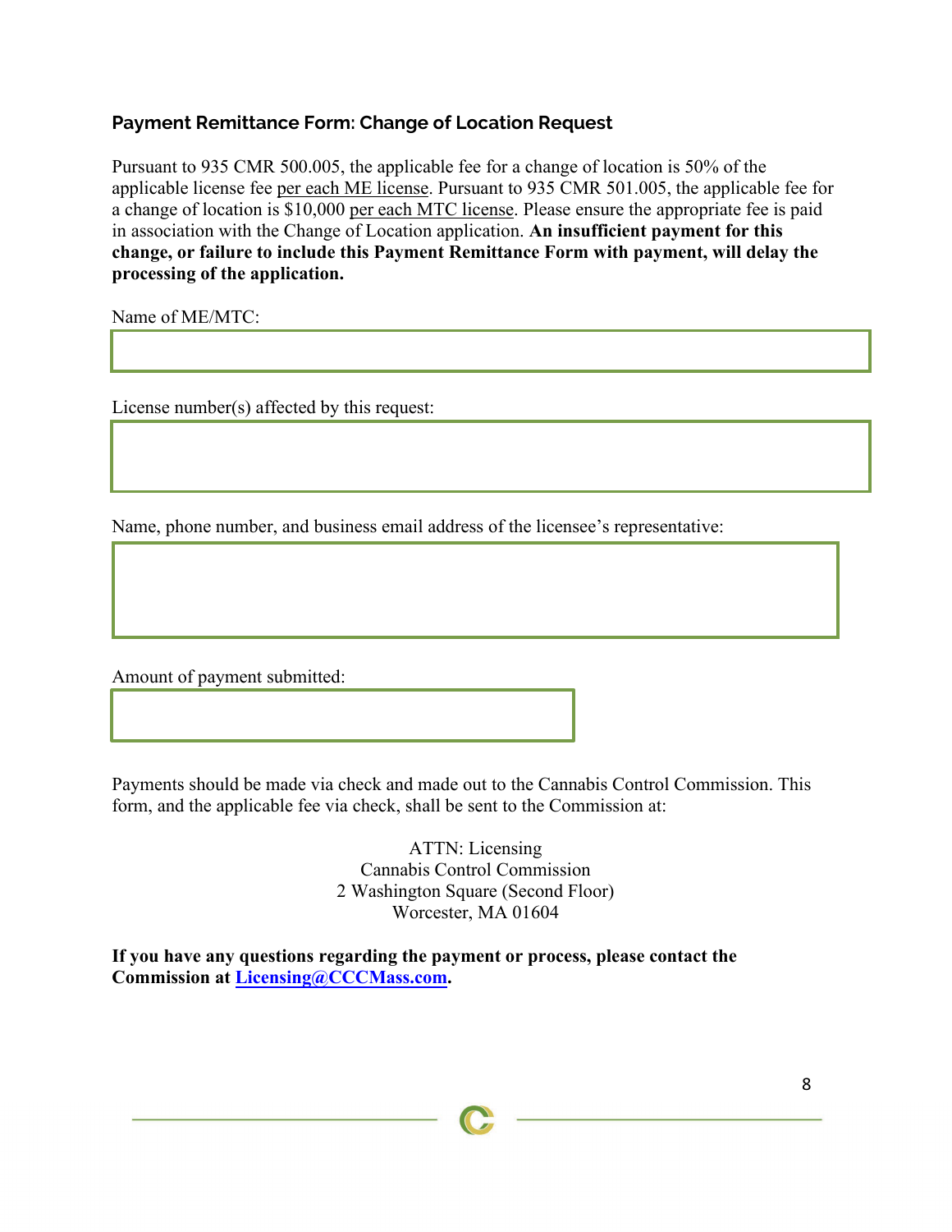### Payment Remittance Form: Change of Location Request

Pursuant to 935 CMR 500.005, the applicable fee for a change of location is 50% of the applicable license fee per each ME license. Pursuant to 935 CMR 501.005, the applicable fee for a change of location is $10,000 per each MTC license. Please ensure the appropriate fee is paid in association with the Change of Location application. **An insufficient payment for this change, or failure to include this Payment Remittance Form with payment, will delay the processing of the application.**

Name of ME/MTC:

License number(s) affected by this request:

Name, phone number, and business email address of the licensee's representative:

Amount of payment submitted:

Payments should be made via check and made out to the Cannabis Control Commission. This form, and the applicable fee via check, shall be sent to the Commission at:

ATTN: Licensing
Cannabis Control Commission
2 Washington Square (Second Floor)
Worcester, MA 01604

**If you have any questions regarding the payment or process, please contact the Commission at Licensing@CCCMass.com.**